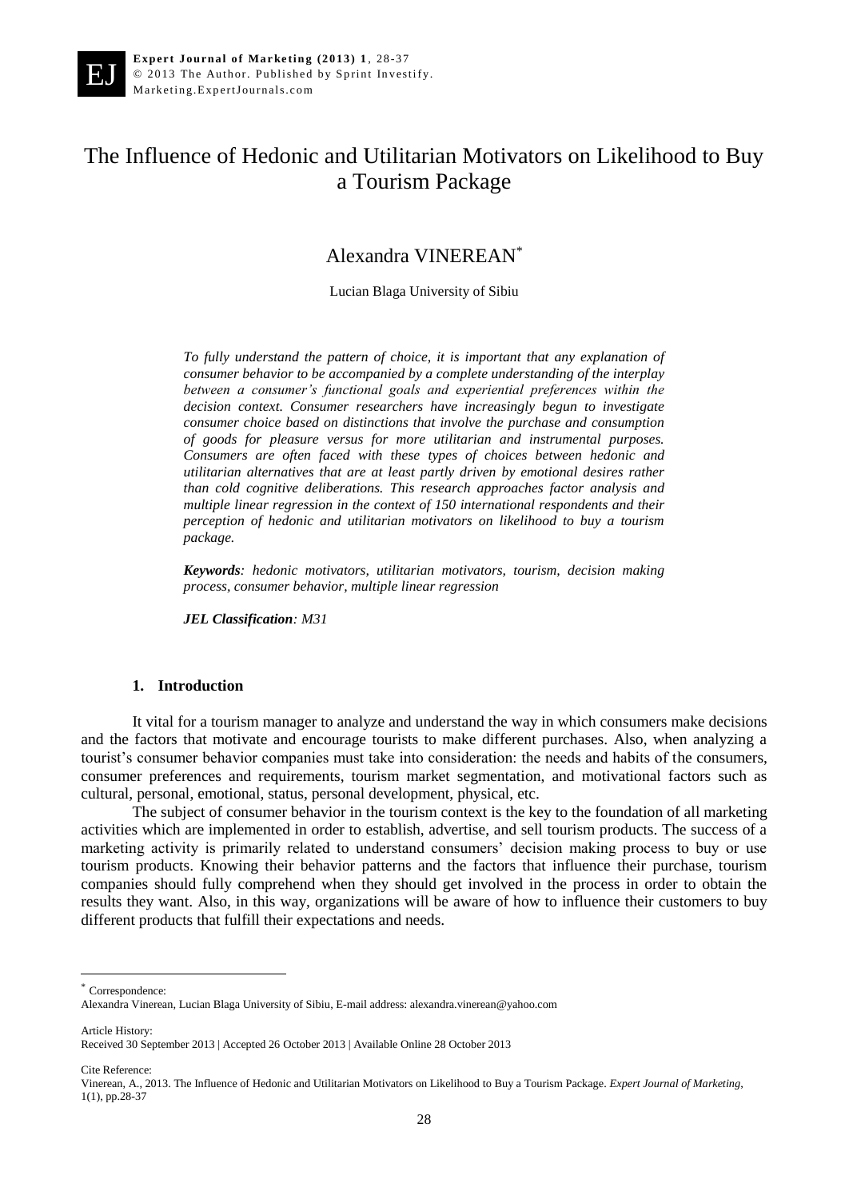# The Influence of Hedonic and Utilitarian Motivators on Likelihood to Buy a Tourism Package

Alexandra VINEREAN[*]

Lucian Blaga University of Sibiu

*To fully understand the pattern of choice, it is important that any explanation of consumer behavior to be accompanied by a complete understanding of the interplay between a consumer's functional goals and experiential preferences within the decision context. Consumer researchers have increasingly begun to investigate consumer choice based on distinctions that involve the purchase and consumption of goods for pleasure versus for more utilitarian and instrumental purposes. Consumers are often faced with these types of choices between hedonic and utilitarian alternatives that are at least partly driven by emotional desires rather than cold cognitive deliberations. This research approaches factor analysis and multiple linear regression in the context of 150 international respondents and their perception of hedonic and utilitarian motivators on likelihood to buy a tourism package.*

***Keywords**: hedonic motivators, utilitarian motivators, tourism, decision making process, consumer behavior, multiple linear regression*

***JEL Classification**: M31*

## 1. Introduction

It vital for a tourism manager to analyze and understand the way in which consumers make decisions and the factors that motivate and encourage tourists to make different purchases. Also, when analyzing a tourist's consumer behavior companies must take into consideration: the needs and habits of the consumers, consumer preferences and requirements, tourism market segmentation, and motivational factors such as cultural, personal, emotional, status, personal development, physical, etc.

The subject of consumer behavior in the tourism context is the key to the foundation of all marketing activities which are implemented in order to establish, advertise, and sell tourism products. The success of a marketing activity is primarily related to understand consumers' decision making process to buy or use tourism products. Knowing their behavior patterns and the factors that influence their purchase, tourism companies should fully comprehend when they should get involved in the process in order to obtain the results they want. Also, in this way, organizations will be aware of how to influence their customers to buy different products that fulfill their expectations and needs.

---

[*] Correspondence:
Alexandra Vinerean, Lucian Blaga University of Sibiu, E-mail address: alexandra.vinerean@yahoo.com

Article History:
Received 30 September 2013 | Accepted 26 October 2013 | Available Online 28 October 2013

Cite Reference:
Vinerean, A., 2013. The Influence of Hedonic and Utilitarian Motivators on Likelihood to Buy a Tourism Package. *Expert Journal of Marketing*, 1(1), pp.28-37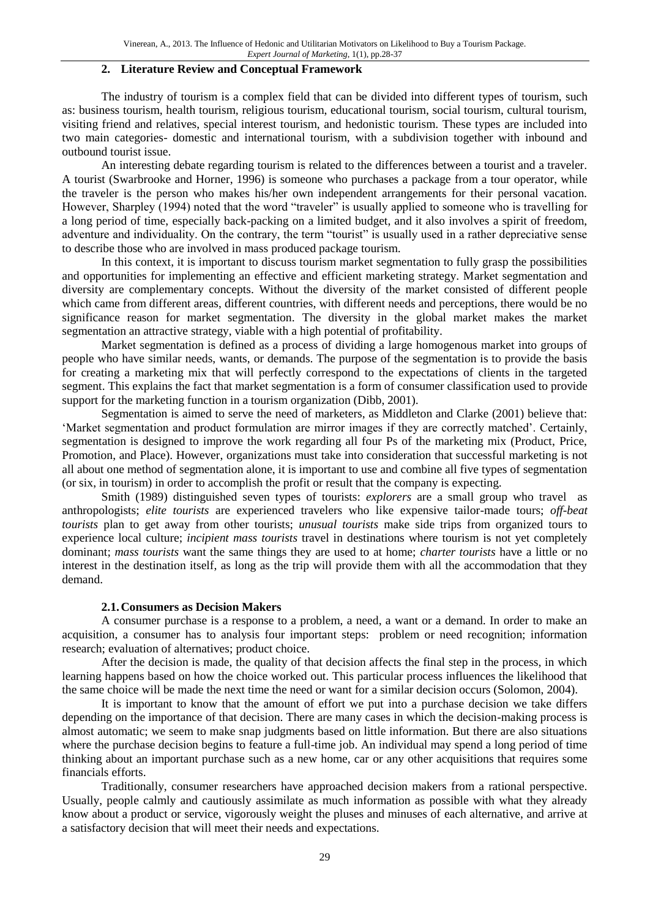## 2. Literature Review and Conceptual Framework

The industry of tourism is a complex field that can be divided into different types of tourism, such as: business tourism, health tourism, religious tourism, educational tourism, social tourism, cultural tourism, visiting friend and relatives, special interest tourism, and hedonistic tourism. These types are included into two main categories- domestic and international tourism, with a subdivision together with inbound and outbound tourist issue.

An interesting debate regarding tourism is related to the differences between a tourist and a traveler. A tourist (Swarbrooke and Horner, 1996) is someone who purchases a package from a tour operator, while the traveler is the person who makes his/her own independent arrangements for their personal vacation. However, Sharpley (1994) noted that the word "traveler" is usually applied to someone who is travelling for a long period of time, especially back-packing on a limited budget, and it also involves a spirit of freedom, adventure and individuality. On the contrary, the term "tourist" is usually used in a rather depreciative sense to describe those who are involved in mass produced package tourism.

In this context, it is important to discuss tourism market segmentation to fully grasp the possibilities and opportunities for implementing an effective and efficient marketing strategy. Market segmentation and diversity are complementary concepts. Without the diversity of the market consisted of different people which came from different areas, different countries, with different needs and perceptions, there would be no significance reason for market segmentation. The diversity in the global market makes the market segmentation an attractive strategy, viable with a high potential of profitability.

Market segmentation is defined as a process of dividing a large homogenous market into groups of people who have similar needs, wants, or demands. The purpose of the segmentation is to provide the basis for creating a marketing mix that will perfectly correspond to the expectations of clients in the targeted segment. This explains the fact that market segmentation is a form of consumer classification used to provide support for the marketing function in a tourism organization (Dibb, 2001).

Segmentation is aimed to serve the need of marketers, as Middleton and Clarke (2001) believe that: 'Market segmentation and product formulation are mirror images if they are correctly matched'. Certainly, segmentation is designed to improve the work regarding all four Ps of the marketing mix (Product, Price, Promotion, and Place). However, organizations must take into consideration that successful marketing is not all about one method of segmentation alone, it is important to use and combine all five types of segmentation (or six, in tourism) in order to accomplish the profit or result that the company is expecting.

Smith (1989) distinguished seven types of tourists: *explorers* are a small group who travel as anthropologists; *elite tourists* are experienced travelers who like expensive tailor-made tours; *off-beat tourists* plan to get away from other tourists; *unusual tourists* make side trips from organized tours to experience local culture; *incipient mass tourists* travel in destinations where tourism is not yet completely dominant; *mass tourists* want the same things they are used to at home; *charter tourists* have a little or no interest in the destination itself, as long as the trip will provide them with all the accommodation that they demand.

### 2.1. Consumers as Decision Makers

A consumer purchase is a response to a problem, a need, a want or a demand. In order to make an acquisition, a consumer has to analysis four important steps: problem or need recognition; information research; evaluation of alternatives; product choice.

After the decision is made, the quality of that decision affects the final step in the process, in which learning happens based on how the choice worked out. This particular process influences the likelihood that the same choice will be made the next time the need or want for a similar decision occurs (Solomon, 2004).

It is important to know that the amount of effort we put into a purchase decision we take differs depending on the importance of that decision. There are many cases in which the decision-making process is almost automatic; we seem to make snap judgments based on little information. But there are also situations where the purchase decision begins to feature a full-time job. An individual may spend a long period of time thinking about an important purchase such as a new home, car or any other acquisitions that requires some financials efforts.

Traditionally, consumer researchers have approached decision makers from a rational perspective. Usually, people calmly and cautiously assimilate as much information as possible with what they already know about a product or service, vigorously weight the pluses and minuses of each alternative, and arrive at a satisfactory decision that will meet their needs and expectations.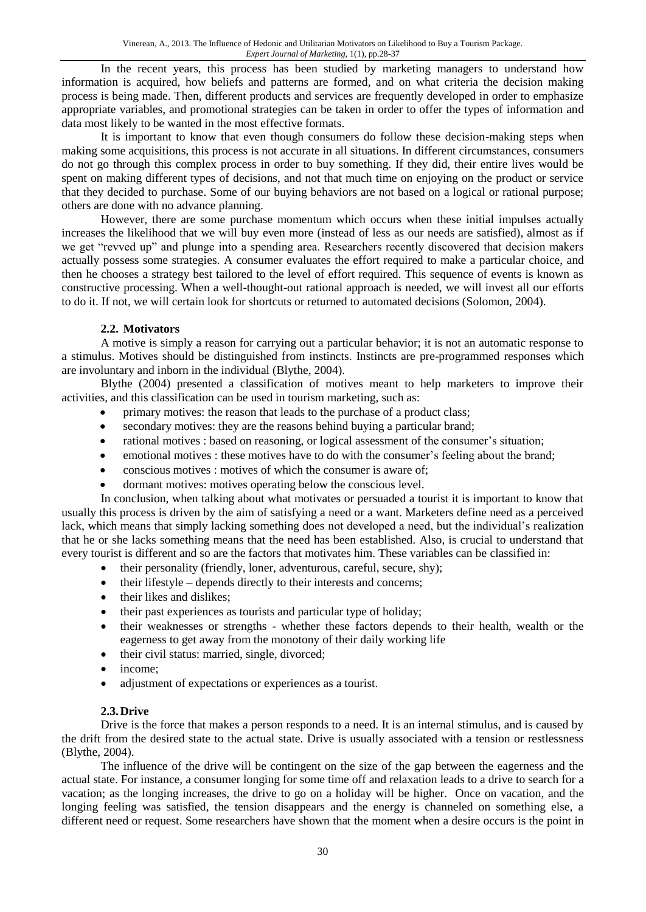In the recent years, this process has been studied by marketing managers to understand how information is acquired, how beliefs and patterns are formed, and on what criteria the decision making process is being made. Then, different products and services are frequently developed in order to emphasize appropriate variables, and promotional strategies can be taken in order to offer the types of information and data most likely to be wanted in the most effective formats.

It is important to know that even though consumers do follow these decision-making steps when making some acquisitions, this process is not accurate in all situations. In different circumstances, consumers do not go through this complex process in order to buy something. If they did, their entire lives would be spent on making different types of decisions, and not that much time on enjoying on the product or service that they decided to purchase. Some of our buying behaviors are not based on a logical or rational purpose; others are done with no advance planning.

However, there are some purchase momentum which occurs when these initial impulses actually increases the likelihood that we will buy even more (instead of less as our needs are satisfied), almost as if we get "revved up" and plunge into a spending area. Researchers recently discovered that decision makers actually possess some strategies. A consumer evaluates the effort required to make a particular choice, and then he chooses a strategy best tailored to the level of effort required. This sequence of events is known as constructive processing. When a well-thought-out rational approach is needed, we will invest all our efforts to do it. If not, we will certain look for shortcuts or returned to automated decisions (Solomon, 2004).

### 2.2. Motivators

A motive is simply a reason for carrying out a particular behavior; it is not an automatic response to a stimulus. Motives should be distinguished from instincts. Instincts are pre-programmed responses which are involuntary and inborn in the individual (Blythe, 2004).

Blythe (2004) presented a classification of motives meant to help marketers to improve their activities, and this classification can be used in tourism marketing, such as:

- primary motives: the reason that leads to the purchase of a product class;
- secondary motives: they are the reasons behind buying a particular brand;
- rational motives : based on reasoning, or logical assessment of the consumer's situation;
- emotional motives : these motives have to do with the consumer's feeling about the brand;
- conscious motives : motives of which the consumer is aware of;
- dormant motives: motives operating below the conscious level.

In conclusion, when talking about what motivates or persuaded a tourist it is important to know that usually this process is driven by the aim of satisfying a need or a want. Marketers define need as a perceived lack, which means that simply lacking something does not developed a need, but the individual's realization that he or she lacks something means that the need has been established. Also, is crucial to understand that every tourist is different and so are the factors that motivates him. These variables can be classified in:

- their personality (friendly, loner, adventurous, careful, secure, shy);
- their lifestyle – depends directly to their interests and concerns;
- their likes and dislikes;
- their past experiences as tourists and particular type of holiday;
- their weaknesses or strengths - whether these factors depends to their health, wealth or the eagerness to get away from the monotony of their daily working life
- their civil status: married, single, divorced;
- income;
- adjustment of expectations or experiences as a tourist.

### 2.3. Drive

Drive is the force that makes a person responds to a need. It is an internal stimulus, and is caused by the drift from the desired state to the actual state. Drive is usually associated with a tension or restlessness (Blythe, 2004).

The influence of the drive will be contingent on the size of the gap between the eagerness and the actual state. For instance, a consumer longing for some time off and relaxation leads to a drive to search for a vacation; as the longing increases, the drive to go on a holiday will be higher. Once on vacation, and the longing feeling was satisfied, the tension disappears and the energy is channeled on something else, a different need or request. Some researchers have shown that the moment when a desire occurs is the point in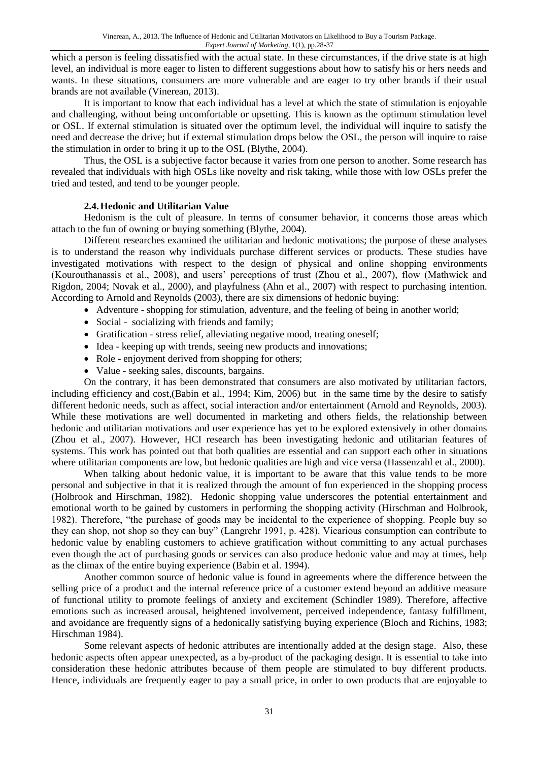which a person is feeling dissatisfied with the actual state. In these circumstances, if the drive state is at high level, an individual is more eager to listen to different suggestions about how to satisfy his or hers needs and wants. In these situations, consumers are more vulnerable and are eager to try other brands if their usual brands are not available (Vinerean, 2013).

It is important to know that each individual has a level at which the state of stimulation is enjoyable and challenging, without being uncomfortable or upsetting. This is known as the optimum stimulation level or OSL. If external stimulation is situated over the optimum level, the individual will inquire to satisfy the need and decrease the drive; but if external stimulation drops below the OSL, the person will inquire to raise the stimulation in order to bring it up to the OSL (Blythe, 2004).

Thus, the OSL is a subjective factor because it varies from one person to another. Some research has revealed that individuals with high OSLs like novelty and risk taking, while those with low OSLs prefer the tried and tested, and tend to be younger people.

### 2.4. Hedonic and Utilitarian Value

Hedonism is the cult of pleasure. In terms of consumer behavior, it concerns those areas which attach to the fun of owning or buying something (Blythe, 2004).

Different researches examined the utilitarian and hedonic motivations; the purpose of these analyses is to understand the reason why individuals purchase different services or products. These studies have investigated motivations with respect to the design of physical and online shopping environments (Kourouthanassis et al., 2008), and users' perceptions of trust (Zhou et al., 2007), flow (Mathwick and Rigdon, 2004; Novak et al., 2000), and playfulness (Ahn et al., 2007) with respect to purchasing intention. According to Arnold and Reynolds (2003), there are six dimensions of hedonic buying:

- Adventure - shopping for stimulation, adventure, and the feeling of being in another world;
- Social - socializing with friends and family;
- Gratification - stress relief, alleviating negative mood, treating oneself;
- Idea - keeping up with trends, seeing new products and innovations;
- Role - enjoyment derived from shopping for others;
- Value - seeking sales, discounts, bargains.

On the contrary, it has been demonstrated that consumers are also motivated by utilitarian factors, including efficiency and cost,(Babin et al., 1994; Kim, 2006) but in the same time by the desire to satisfy different hedonic needs, such as affect, social interaction and/or entertainment (Arnold and Reynolds, 2003). While these motivations are well documented in marketing and others fields, the relationship between hedonic and utilitarian motivations and user experience has yet to be explored extensively in other domains (Zhou et al., 2007). However, HCI research has been investigating hedonic and utilitarian features of systems. This work has pointed out that both qualities are essential and can support each other in situations where utilitarian components are low, but hedonic qualities are high and vice versa (Hassenzahl et al., 2000).

When talking about hedonic value, it is important to be aware that this value tends to be more personal and subjective in that it is realized through the amount of fun experienced in the shopping process (Holbrook and Hirschman, 1982). Hedonic shopping value underscores the potential entertainment and emotional worth to be gained by customers in performing the shopping activity (Hirschman and Holbrook, 1982). Therefore, "the purchase of goods may be incidental to the experience of shopping. People buy so they can shop, not shop so they can buy" (Langrehr 1991, p. 428). Vicarious consumption can contribute to hedonic value by enabling customers to achieve gratification without committing to any actual purchases even though the act of purchasing goods or services can also produce hedonic value and may at times, help as the climax of the entire buying experience (Babin et al. 1994).

Another common source of hedonic value is found in agreements where the difference between the selling price of a product and the internal reference price of a customer extend beyond an additive measure of functional utility to promote feelings of anxiety and excitement (Schindler 1989). Therefore, affective emotions such as increased arousal, heightened involvement, perceived independence, fantasy fulfillment, and avoidance are frequently signs of a hedonically satisfying buying experience (Bloch and Richins, 1983; Hirschman 1984).

Some relevant aspects of hedonic attributes are intentionally added at the design stage. Also, these hedonic aspects often appear unexpected, as a by-product of the packaging design. It is essential to take into consideration these hedonic attributes because of them people are stimulated to buy different products. Hence, individuals are frequently eager to pay a small price, in order to own products that are enjoyable to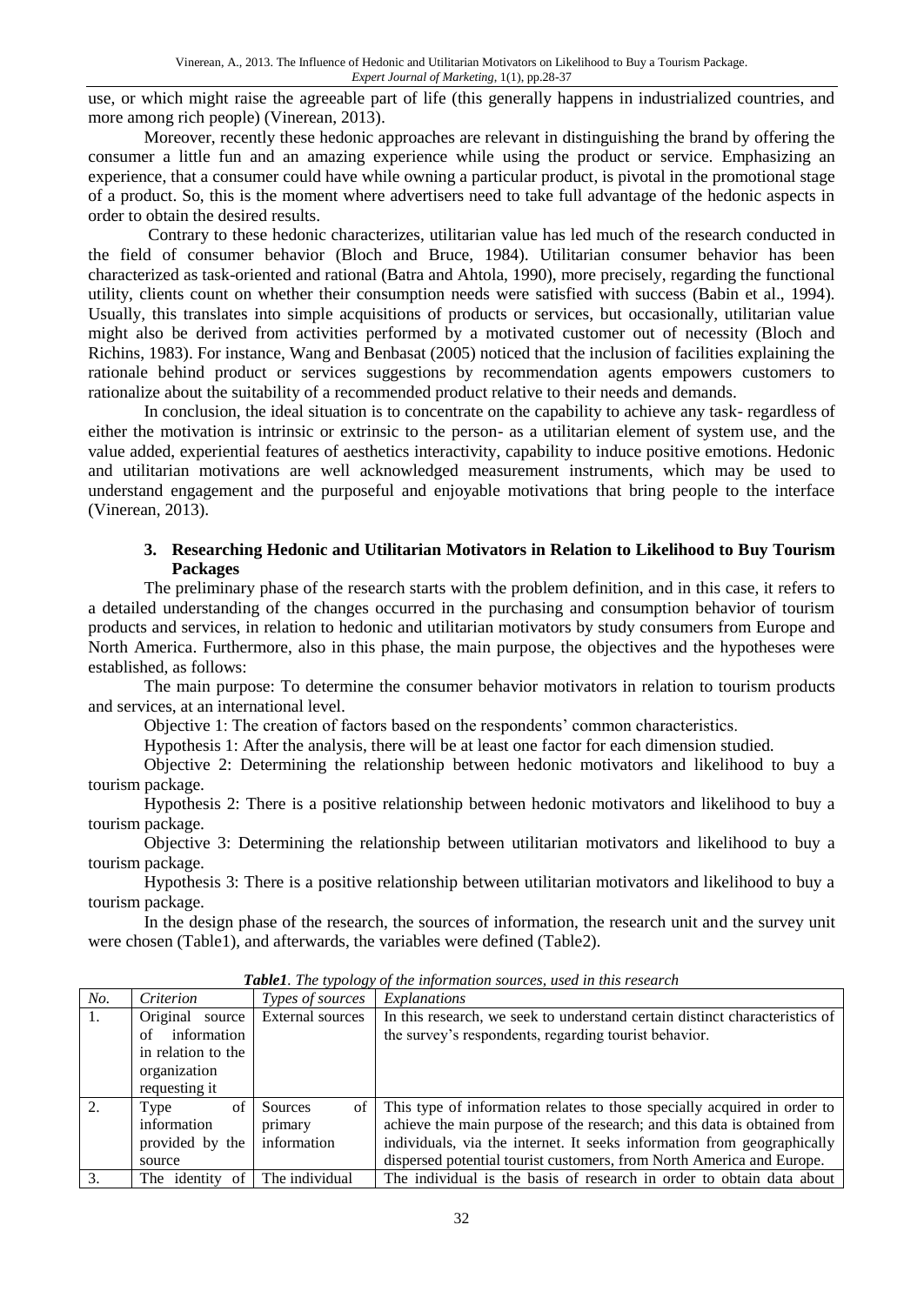use, or which might raise the agreeable part of life (this generally happens in industrialized countries, and more among rich people) (Vinerean, 2013).

Moreover, recently these hedonic approaches are relevant in distinguishing the brand by offering the consumer a little fun and an amazing experience while using the product or service. Emphasizing an experience, that a consumer could have while owning a particular product, is pivotal in the promotional stage of a product. So, this is the moment where advertisers need to take full advantage of the hedonic aspects in order to obtain the desired results.

Contrary to these hedonic characterizes, utilitarian value has led much of the research conducted in the field of consumer behavior (Bloch and Bruce, 1984). Utilitarian consumer behavior has been characterized as task-oriented and rational (Batra and Ahtola, 1990), more precisely, regarding the functional utility, clients count on whether their consumption needs were satisfied with success (Babin et al., 1994). Usually, this translates into simple acquisitions of products or services, but occasionally, utilitarian value might also be derived from activities performed by a motivated customer out of necessity (Bloch and Richins, 1983). For instance, Wang and Benbasat (2005) noticed that the inclusion of facilities explaining the rationale behind product or services suggestions by recommendation agents empowers customers to rationalize about the suitability of a recommended product relative to their needs and demands.

In conclusion, the ideal situation is to concentrate on the capability to achieve any task- regardless of either the motivation is intrinsic or extrinsic to the person- as a utilitarian element of system use, and the value added, experiential features of aesthetics interactivity, capability to induce positive emotions. Hedonic and utilitarian motivations are well acknowledged measurement instruments, which may be used to understand engagement and the purposeful and enjoyable motivations that bring people to the interface (Vinerean, 2013).

## 3. Researching Hedonic and Utilitarian Motivators in Relation to Likelihood to Buy Tourism Packages

The preliminary phase of the research starts with the problem definition, and in this case, it refers to a detailed understanding of the changes occurred in the purchasing and consumption behavior of tourism products and services, in relation to hedonic and utilitarian motivators by study consumers from Europe and North America. Furthermore, also in this phase, the main purpose, the objectives and the hypotheses were established, as follows:

The main purpose: To determine the consumer behavior motivators in relation to tourism products and services, at an international level.

Objective 1: The creation of factors based on the respondents' common characteristics.

Hypothesis 1: After the analysis, there will be at least one factor for each dimension studied.

Objective 2: Determining the relationship between hedonic motivators and likelihood to buy a tourism package.

Hypothesis 2: There is a positive relationship between hedonic motivators and likelihood to buy a tourism package.

Objective 3: Determining the relationship between utilitarian motivators and likelihood to buy a tourism package.

Hypothesis 3: There is a positive relationship between utilitarian motivators and likelihood to buy a tourism package.

In the design phase of the research, the sources of information, the research unit and the survey unit were chosen (Table1), and afterwards, the variables were defined (Table2).

***Table1**. The typology of the information sources, used in this research*

| *No.* | *Criterion* | *Types of sources* | *Explanations* |
|---|---|---|---|
| 1. | Original source of information in relation to the organization requesting it | External sources | In this research, we seek to understand certain distinct characteristics of the survey's respondents, regarding tourist behavior. |
| 2. | Type of information provided by the source | Sources of primary information | This type of information relates to those specially acquired in order to achieve the main purpose of the research; and this data is obtained from individuals, via the internet. It seeks information from geographically dispersed potential tourist customers, from North America and Europe. |
| 3. | The identity of | The individual | The individual is the basis of research in order to obtain data about |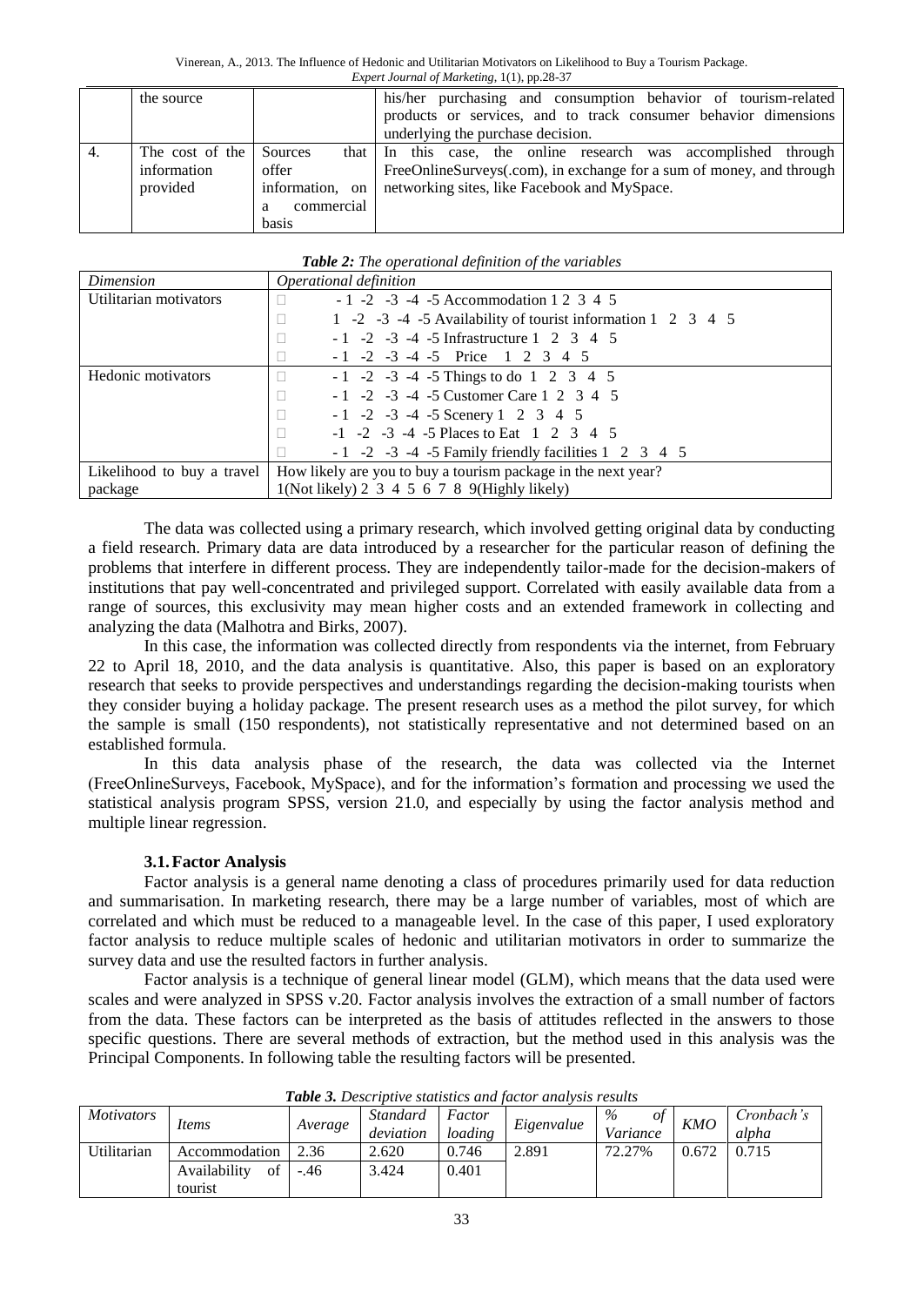| | the source | | his/her purchasing and consumption behavior of tourism-related products or services, and to track consumer behavior dimensions underlying the purchase decision. |
|---|---|---|---|
| 4. | The cost of the information provided | Sources that offer information, on a commercial basis | In this case, the online research was accomplished through FreeOnlineSurveys(.com), in exchange for a sum of money, and through networking sites, like Facebook and MySpace. |

***Table 2:*** *The operational definition of the variables*

| *Dimension* | *Operational definition* |
|---|---|
| Utilitarian motivators | □ - 1 -2 -3 -4 -5 Accommodation 1 2 3 4 5 |
| | □ 1 -2 -3 -4 -5 Availability of tourist information 1 2 3 4 5 |
| | □ - 1 -2 -3 -4 -5 Infrastructure 1 2 3 4 5 |
| | □ - 1 -2 -3 -4 -5 Price 1 2 3 4 5 |
| Hedonic motivators | □ - 1 -2 -3 -4 -5 Things to do 1 2 3 4 5 |
| | □ - 1 -2 -3 -4 -5 Customer Care 1 2 3 4 5 |
| | □ - 1 -2 -3 -4 -5 Scenery 1 2 3 4 5 |
| | □ -1 -2 -3 -4 -5 Places to Eat 1 2 3 4 5 |
| | □ - 1 -2 -3 -4 -5 Family friendly facilities 1 2 3 4 5 |
| Likelihood to buy a travel package | How likely are you to buy a tourism package in the next year? 1(Not likely) 2 3 4 5 6 7 8 9(Highly likely) |

The data was collected using a primary research, which involved getting original data by conducting a field research. Primary data are data introduced by a researcher for the particular reason of defining the problems that interfere in different process. They are independently tailor-made for the decision-makers of institutions that pay well-concentrated and privileged support. Correlated with easily available data from a range of sources, this exclusivity may mean higher costs and an extended framework in collecting and analyzing the data (Malhotra and Birks, 2007).

In this case, the information was collected directly from respondents via the internet, from February 22 to April 18, 2010, and the data analysis is quantitative. Also, this paper is based on an exploratory research that seeks to provide perspectives and understandings regarding the decision-making tourists when they consider buying a holiday package. The present research uses as a method the pilot survey, for which the sample is small (150 respondents), not statistically representative and not determined based on an established formula.

In this data analysis phase of the research, the data was collected via the Internet (FreeOnlineSurveys, Facebook, MySpace), and for the information's formation and processing we used the statistical analysis program SPSS, version 21.0, and especially by using the factor analysis method and multiple linear regression.

### 3.1. Factor Analysis

Factor analysis is a general name denoting a class of procedures primarily used for data reduction and summarisation. In marketing research, there may be a large number of variables, most of which are correlated and which must be reduced to a manageable level. In the case of this paper, I used exploratory factor analysis to reduce multiple scales of hedonic and utilitarian motivators in order to summarize the survey data and use the resulted factors in further analysis.

Factor analysis is a technique of general linear model (GLM), which means that the data used were scales and were analyzed in SPSS v.20. Factor analysis involves the extraction of a small number of factors from the data. These factors can be interpreted as the basis of attitudes reflected in the answers to those specific questions. There are several methods of extraction, but the method used in this analysis was the Principal Components. In following table the resulting factors will be presented.

***Table 3.*** *Descriptive statistics and factor analysis results*

| *Motivators* | *Items* | *Average* | *Standard deviation* | *Factor loading* | *Eigenvalue* | *% of Variance* | *KMO* | *Cronbach's alpha* |
|---|---|---|---|---|---|---|---|---|
| Utilitarian | Accommodation | 2.36 | 2.620 | 0.746 | 2.891 | 72.27% | 0.672 | 0.715 |
| | Availability of tourist | -.46 | 3.424 | 0.401 | | | | |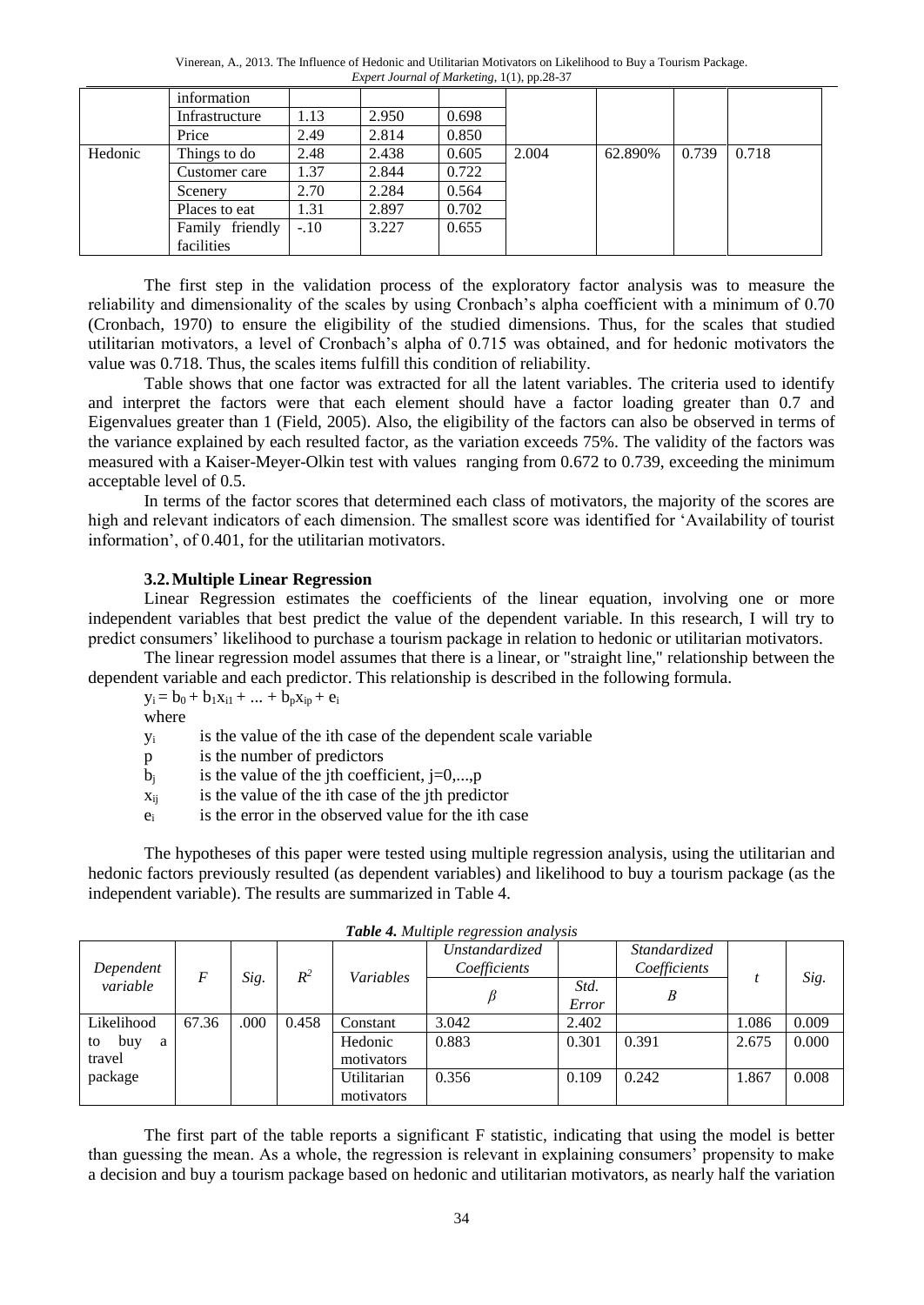|  | information |  |  |  |  |  |  |  |
|---|---|---|---|---|---|---|---|---|
|  | Infrastructure | 1.13 | 2.950 | 0.698 |  |  |  |  |
|  | Price | 2.49 | 2.814 | 0.850 |  |  |  |  |
| Hedonic | Things to do | 2.48 | 2.438 | 0.605 | 2.004 | 62.890% | 0.739 | 0.718 |
|  | Customer care | 1.37 | 2.844 | 0.722 |  |  |  |  |
|  | Scenery | 2.70 | 2.284 | 0.564 |  |  |  |  |
|  | Places to eat | 1.31 | 2.897 | 0.702 |  |  |  |  |
|  | Family friendly facilities | -.10 | 3.227 | 0.655 |  |  |  |  |

The first step in the validation process of the exploratory factor analysis was to measure the reliability and dimensionality of the scales by using Cronbach's alpha coefficient with a minimum of 0.70 (Cronbach, 1970) to ensure the eligibility of the studied dimensions. Thus, for the scales that studied utilitarian motivators, a level of Cronbach's alpha of 0.715 was obtained, and for hedonic motivators the value was 0.718. Thus, the scales items fulfill this condition of reliability.

Table shows that one factor was extracted for all the latent variables. The criteria used to identify and interpret the factors were that each element should have a factor loading greater than 0.7 and Eigenvalues greater than 1 (Field, 2005). Also, the eligibility of the factors can also be observed in terms of the variance explained by each resulted factor, as the variation exceeds 75%. The validity of the factors was measured with a Kaiser-Meyer-Olkin test with values ranging from 0.672 to 0.739, exceeding the minimum acceptable level of 0.5.

In terms of the factor scores that determined each class of motivators, the majority of the scores are high and relevant indicators of each dimension. The smallest score was identified for 'Availability of tourist information', of 0.401, for the utilitarian motivators.

### 3.2. Multiple Linear Regression

Linear Regression estimates the coefficients of the linear equation, involving one or more independent variables that best predict the value of the dependent variable. In this research, I will try to predict consumers' likelihood to purchase a tourism package in relation to hedonic or utilitarian motivators.

The linear regression model assumes that there is a linear, or "straight line," relationship between the dependent variable and each predictor. This relationship is described in the following formula.

$$y_i = b_0 + b_1x_{i1} + ... + b_px_{ip} + e_i$$

where

- $y_i$ is the value of the ith case of the dependent scale variable
- $p$ is the number of predictors
- $b_j$ is the value of the jth coefficient, $j=0,...,p$
- $x_{ij}$ is the value of the ith case of the jth predictor
- $e_i$ is the error in the observed value for the ith case

The hypotheses of this paper were tested using multiple regression analysis, using the utilitarian and hedonic factors previously resulted (as dependent variables) and likelihood to buy a tourism package (as the independent variable). The results are summarized in Table 4.

***Table 4.*** *Multiple regression analysis*

| *Dependent variable* | *F* | *Sig.* | $R^2$ | *Variables* | *Unstandardized Coefficients* | | *Standardized Coefficients* | *t* | *Sig.* |
|---|---|---|---|---|---|---|---|---|---|
| | | | | | $\beta$ | *Std. Error* | *B* | | |
| Likelihood to buy a travel package | 67.36 | .000 | 0.458 | Constant | 3.042 | 2.402 | | 1.086 | 0.009 |
| | | | | Hedonic motivators | 0.883 | 0.301 | 0.391 | 2.675 | 0.000 |
| | | | | Utilitarian motivators | 0.356 | 0.109 | 0.242 | 1.867 | 0.008 |

The first part of the table reports a significant F statistic, indicating that using the model is better than guessing the mean. As a whole, the regression is relevant in explaining consumers' propensity to make a decision and buy a tourism package based on hedonic and utilitarian motivators, as nearly half the variation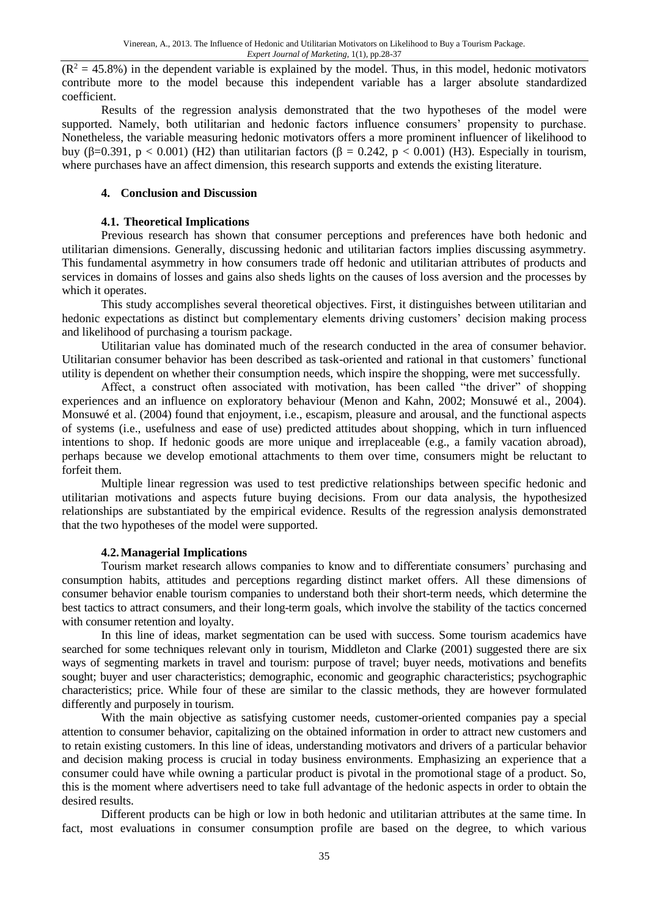($R^2$ = 45.8%) in the dependent variable is explained by the model. Thus, in this model, hedonic motivators contribute more to the model because this independent variable has a larger absolute standardized coefficient.

Results of the regression analysis demonstrated that the two hypotheses of the model were supported. Namely, both utilitarian and hedonic factors influence consumers' propensity to purchase. Nonetheless, the variable measuring hedonic motivators offers a more prominent influencer of likelihood to buy ($\beta$=0.391, $p < 0.001$) (H2) than utilitarian factors ($\beta$ = 0.242, $p < 0.001$) (H3). Especially in tourism, where purchases have an affect dimension, this research supports and extends the existing literature.

## 4. Conclusion and Discussion

### 4.1. Theoretical Implications

Previous research has shown that consumer perceptions and preferences have both hedonic and utilitarian dimensions. Generally, discussing hedonic and utilitarian factors implies discussing asymmetry. This fundamental asymmetry in how consumers trade off hedonic and utilitarian attributes of products and services in domains of losses and gains also sheds lights on the causes of loss aversion and the processes by which it operates.

This study accomplishes several theoretical objectives. First, it distinguishes between utilitarian and hedonic expectations as distinct but complementary elements driving customers' decision making process and likelihood of purchasing a tourism package.

Utilitarian value has dominated much of the research conducted in the area of consumer behavior. Utilitarian consumer behavior has been described as task-oriented and rational in that customers' functional utility is dependent on whether their consumption needs, which inspire the shopping, were met successfully.

Affect, a construct often associated with motivation, has been called "the driver" of shopping experiences and an influence on exploratory behaviour (Menon and Kahn, 2002; Monsuwé et al., 2004). Monsuwé et al. (2004) found that enjoyment, i.e., escapism, pleasure and arousal, and the functional aspects of systems (i.e., usefulness and ease of use) predicted attitudes about shopping, which in turn influenced intentions to shop. If hedonic goods are more unique and irreplaceable (e.g., a family vacation abroad), perhaps because we develop emotional attachments to them over time, consumers might be reluctant to forfeit them.

Multiple linear regression was used to test predictive relationships between specific hedonic and utilitarian motivations and aspects future buying decisions. From our data analysis, the hypothesized relationships are substantiated by the empirical evidence. Results of the regression analysis demonstrated that the two hypotheses of the model were supported.

### 4.2. Managerial Implications

Tourism market research allows companies to know and to differentiate consumers' purchasing and consumption habits, attitudes and perceptions regarding distinct market offers. All these dimensions of consumer behavior enable tourism companies to understand both their short-term needs, which determine the best tactics to attract consumers, and their long-term goals, which involve the stability of the tactics concerned with consumer retention and loyalty.

In this line of ideas, market segmentation can be used with success. Some tourism academics have searched for some techniques relevant only in tourism, Middleton and Clarke (2001) suggested there are six ways of segmenting markets in travel and tourism: purpose of travel; buyer needs, motivations and benefits sought; buyer and user characteristics; demographic, economic and geographic characteristics; psychographic characteristics; price. While four of these are similar to the classic methods, they are however formulated differently and purposely in tourism.

With the main objective as satisfying customer needs, customer-oriented companies pay a special attention to consumer behavior, capitalizing on the obtained information in order to attract new customers and to retain existing customers. In this line of ideas, understanding motivators and drivers of a particular behavior and decision making process is crucial in today business environments. Emphasizing an experience that a consumer could have while owning a particular product is pivotal in the promotional stage of a product. So, this is the moment where advertisers need to take full advantage of the hedonic aspects in order to obtain the desired results.

Different products can be high or low in both hedonic and utilitarian attributes at the same time. In fact, most evaluations in consumer consumption profile are based on the degree, to which various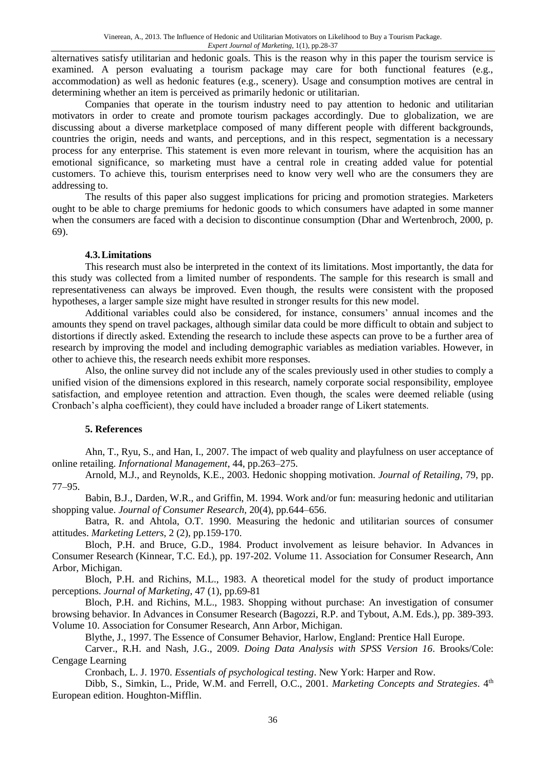alternatives satisfy utilitarian and hedonic goals. This is the reason why in this paper the tourism service is examined. A person evaluating a tourism package may care for both functional features (e.g., accommodation) as well as hedonic features (e.g., scenery). Usage and consumption motives are central in determining whether an item is perceived as primarily hedonic or utilitarian.

Companies that operate in the tourism industry need to pay attention to hedonic and utilitarian motivators in order to create and promote tourism packages accordingly. Due to globalization, we are discussing about a diverse marketplace composed of many different people with different backgrounds, countries the origin, needs and wants, and perceptions, and in this respect, segmentation is a necessary process for any enterprise. This statement is even more relevant in tourism, where the acquisition has an emotional significance, so marketing must have a central role in creating added value for potential customers. To achieve this, tourism enterprises need to know very well who are the consumers they are addressing to.

The results of this paper also suggest implications for pricing and promotion strategies. Marketers ought to be able to charge premiums for hedonic goods to which consumers have adapted in some manner when the consumers are faced with a decision to discontinue consumption (Dhar and Wertenbroch, 2000, p. 69).

### 4.3. Limitations

This research must also be interpreted in the context of its limitations. Most importantly, the data for this study was collected from a limited number of respondents. The sample for this research is small and representativeness can always be improved. Even though, the results were consistent with the proposed hypotheses, a larger sample size might have resulted in stronger results for this new model.

Additional variables could also be considered, for instance, consumers' annual incomes and the amounts they spend on travel packages, although similar data could be more difficult to obtain and subject to distortions if directly asked. Extending the research to include these aspects can prove to be a further area of research by improving the model and including demographic variables as mediation variables. However, in other to achieve this, the research needs exhibit more responses.

Also, the online survey did not include any of the scales previously used in other studies to comply a unified vision of the dimensions explored in this research, namely corporate social responsibility, employee satisfaction, and employee retention and attraction. Even though, the scales were deemed reliable (using Cronbach's alpha coefficient), they could have included a broader range of Likert statements.

## 5. References

Ahn, T., Ryu, S., and Han, I., 2007. The impact of web quality and playfulness on user acceptance of online retailing. *Infornational Management*, 44, pp.263–275.

Arnold, M.J., and Reynolds, K.E., 2003. Hedonic shopping motivation. *Journal of Retailing*, 79, pp. 77–95.

Babin, B.J., Darden, W.R., and Griffin, M. 1994. Work and/or fun: measuring hedonic and utilitarian shopping value. *Journal of Consumer Research*, 20(4), pp.644–656.

Batra, R. and Ahtola, O.T. 1990. Measuring the hedonic and utilitarian sources of consumer attitudes. *Marketing Letters*, 2 (2), pp.159-170.

Bloch, P.H. and Bruce, G.D., 1984. Product involvement as leisure behavior. In Advances in Consumer Research (Kinnear, T.C. Ed.), pp. 197-202. Volume 11. Association for Consumer Research, Ann Arbor, Michigan.

Bloch, P.H. and Richins, M.L., 1983. A theoretical model for the study of product importance perceptions. *Journal of Marketing*, 47 (1), pp.69-81

Bloch, P.H. and Richins, M.L., 1983. Shopping without purchase: An investigation of consumer browsing behavior. In Advances in Consumer Research (Bagozzi, R.P. and Tybout, A.M. Eds.), pp. 389-393. Volume 10. Association for Consumer Research, Ann Arbor, Michigan.

Blythe, J., 1997. The Essence of Consumer Behavior, Harlow, England: Prentice Hall Europe.

Carver., R.H. and Nash, J.G., 2009. *Doing Data Analysis with SPSS Version 16*. Brooks/Cole: Cengage Learning

Cronbach, L. J. 1970. *Essentials of psychological testing*. New York: Harper and Row.

Dibb, S., Simkin, L., Pride, W.M. and Ferrell, O.C., 2001. *Marketing Concepts and Strategies*. 4th European edition. Houghton-Mifflin.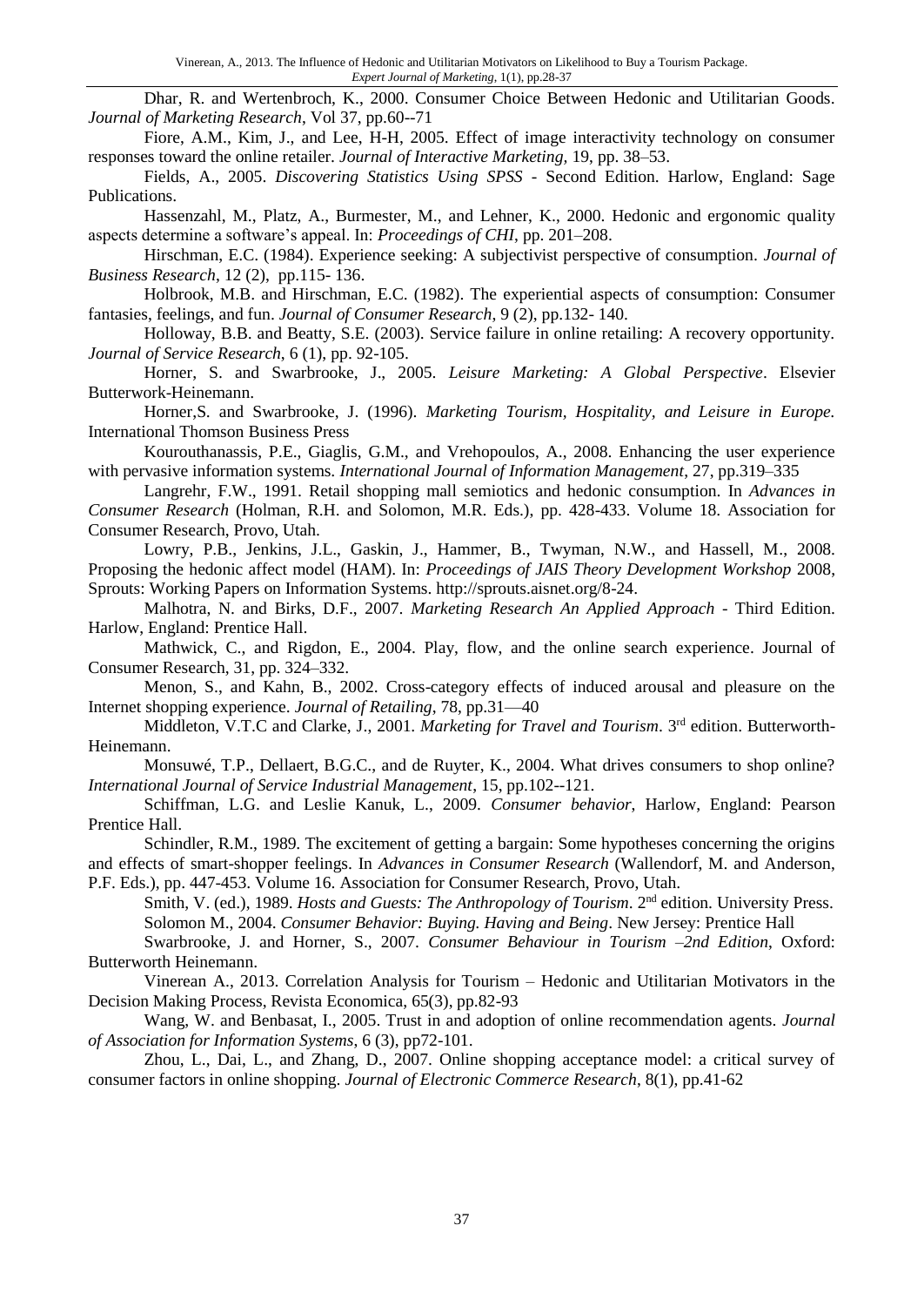Dhar, R. and Wertenbroch, K., 2000. Consumer Choice Between Hedonic and Utilitarian Goods. *Journal of Marketing Research*, Vol 37, pp.60--71

Fiore, A.M., Kim, J., and Lee, H-H, 2005. Effect of image interactivity technology on consumer responses toward the online retailer. *Journal of Interactive Marketing*, 19, pp. 38–53.

Fields, A., 2005. *Discovering Statistics Using SPSS* - Second Edition. Harlow, England: Sage Publications.

Hassenzahl, M., Platz, A., Burmester, M., and Lehner, K., 2000. Hedonic and ergonomic quality aspects determine a software's appeal. In: *Proceedings of CHI*, pp. 201–208.

Hirschman, E.C. (1984). Experience seeking: A subjectivist perspective of consumption. *Journal of Business Research*, 12 (2), pp.115- 136.

Holbrook, M.B. and Hirschman, E.C. (1982). The experiential aspects of consumption: Consumer fantasies, feelings, and fun. *Journal of Consumer Research*, 9 (2), pp.132- 140.

Holloway, B.B. and Beatty, S.E. (2003). Service failure in online retailing: A recovery opportunity. *Journal of Service Research*, 6 (1), pp. 92-105.

Horner, S. and Swarbrooke, J., 2005. *Leisure Marketing: A Global Perspective*. Elsevier Butterwork-Heinemann.

Horner,S. and Swarbrooke, J. (1996). *Marketing Tourism, Hospitality, and Leisure in Europe.* International Thomson Business Press

Kourouthanassis, P.E., Giaglis, G.M., and Vrehopoulos, A., 2008. Enhancing the user experience with pervasive information systems. *International Journal of Information Management*, 27, pp.319–335

Langrehr, F.W., 1991. Retail shopping mall semiotics and hedonic consumption. In *Advances in Consumer Research* (Holman, R.H. and Solomon, M.R. Eds.), pp. 428-433. Volume 18. Association for Consumer Research, Provo, Utah.

Lowry, P.B., Jenkins, J.L., Gaskin, J., Hammer, B., Twyman, N.W., and Hassell, M., 2008. Proposing the hedonic affect model (HAM). In: *Proceedings of JAIS Theory Development Workshop* 2008, Sprouts: Working Papers on Information Systems. http://sprouts.aisnet.org/8-24.

Malhotra, N. and Birks, D.F., 2007. *Marketing Research An Applied Approach* - Third Edition. Harlow, England: Prentice Hall.

Mathwick, C., and Rigdon, E., 2004. Play, flow, and the online search experience. Journal of Consumer Research, 31, pp. 324–332.

Menon, S., and Kahn, B., 2002. Cross-category effects of induced arousal and pleasure on the Internet shopping experience. *Journal of Retailing*, 78, pp.31—40

Middleton, V.T.C and Clarke, J., 2001. *Marketing for Travel and Tourism*. 3rd edition. Butterworth-Heinemann.

Monsuwé, T.P., Dellaert, B.G.C., and de Ruyter, K., 2004. What drives consumers to shop online? *International Journal of Service Industrial Management*, 15, pp.102--121.

Schiffman, L.G. and Leslie Kanuk, L., 2009. *Consumer behavior*, Harlow, England: Pearson Prentice Hall.

Schindler, R.M., 1989. The excitement of getting a bargain: Some hypotheses concerning the origins and effects of smart-shopper feelings. In *Advances in Consumer Research* (Wallendorf, M. and Anderson, P.F. Eds.), pp. 447-453. Volume 16. Association for Consumer Research, Provo, Utah.

Smith, V. (ed.), 1989. *Hosts and Guests: The Anthropology of Tourism*. 2nd edition. University Press.

Solomon M., 2004. *Consumer Behavior: Buying. Having and Being*. New Jersey: Prentice Hall

Swarbrooke, J. and Horner, S., 2007. *Consumer Behaviour in Tourism –2nd Edition*, Oxford: Butterworth Heinemann.

Vinerean A., 2013. Correlation Analysis for Tourism – Hedonic and Utilitarian Motivators in the Decision Making Process, Revista Economica, 65(3), pp.82-93

Wang, W. and Benbasat, I., 2005. Trust in and adoption of online recommendation agents. *Journal of Association for Information Systems*, 6 (3), pp72-101.

Zhou, L., Dai, L., and Zhang, D., 2007. Online shopping acceptance model: a critical survey of consumer factors in online shopping. *Journal of Electronic Commerce Research*, 8(1), pp.41-62